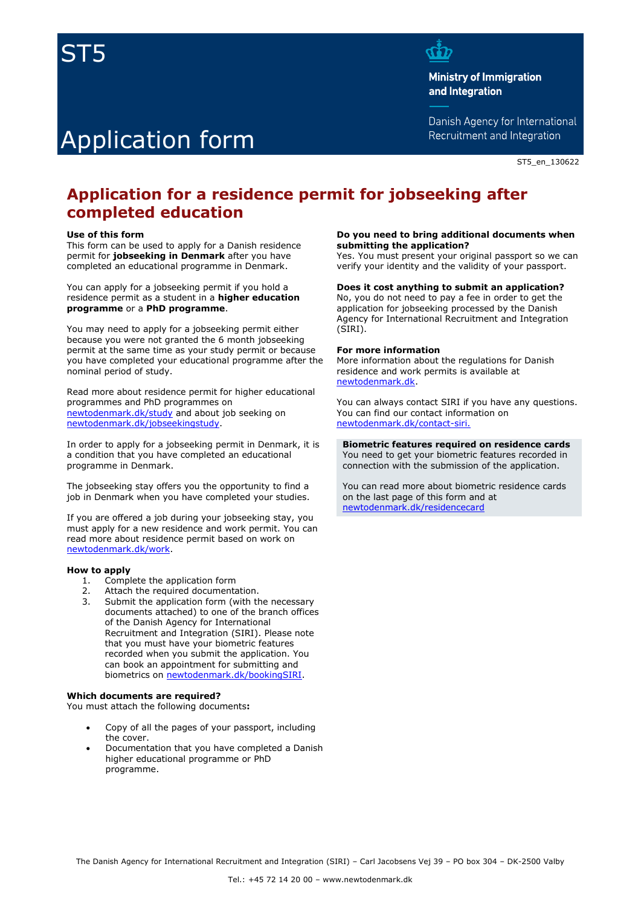ST5

# Application form

**Ministry of Immigration and Integration**

Danish Agency for International Recruitment and Integration

ST5_en_130622

## Application for a residence permit for jobseeking after completed education

### Use of this form

This form can be used to apply for a Danish residence permit for **jobseeking in Denmark** after you have completed an educational programme in Denmark.

You can apply for a jobseeking permit if you hold a residence permit as a student in a **higher education programme** or a **PhD programme**.

You may need to apply for a jobseeking permit either because you were not granted the 6 month jobseeking permit at the same time as your study permit or because you have completed your educational programme after the nominal period of study.

Read more about residence permit for higher educational programmes and PhD programmes on newtodenmark.dk/study and about job seeking on newtodenmark.dk/jobseekingstudy.

In order to apply for a jobseeking permit in Denmark, it is a condition that you have completed an educational programme in Denmark.

The jobseeking stay offers you the opportunity to find a job in Denmark when you have completed your studies.

If you are offered a job during your jobseeking stay, you must apply for a new residence and work permit. You can read more about residence permit based on work on newtodenmark.dk/work.

### How to apply

1. Complete the application form
2. Attach the required documentation.
3. Submit the application form (with the necessary documents attached) to one of the branch offices of the Danish Agency for International Recruitment and Integration (SIRI). Please note that you must have your biometric features recorded when you submit the application. You can book an appointment for submitting and biometrics on newtodenmark.dk/bookingSIRI.

### Which documents are required?

You must attach the following documents**:**

- Copy of all the pages of your passport, including the cover.
- Documentation that you have completed a Danish higher educational programme or PhD programme.

### Do you need to bring additional documents when submitting the application?

Yes. You must present your original passport so we can verify your identity and the validity of your passport.

### Does it cost anything to submit an application?

No, you do not need to pay a fee in order to get the application for jobseeking processed by the Danish Agency for International Recruitment and Integration (SIRI).

### For more information

More information about the regulations for Danish residence and work permits is available at newtodenmark.dk.

You can always contact SIRI if you have any questions. You can find our contact information on newtodenmark.dk/contact-siri.

**Biometric features required on residence cards**

You need to get your biometric features recorded in connection with the submission of the application.

You can read more about biometric residence cards on the last page of this form and at newtodenmark.dk/residencecard

The Danish Agency for International Recruitment and Integration (SIRI) – Carl Jacobsens Vej 39 – PO box 304 – DK-2500 Valby

Tel.: +45 72 14 20 00 – www.newtodenmark.dk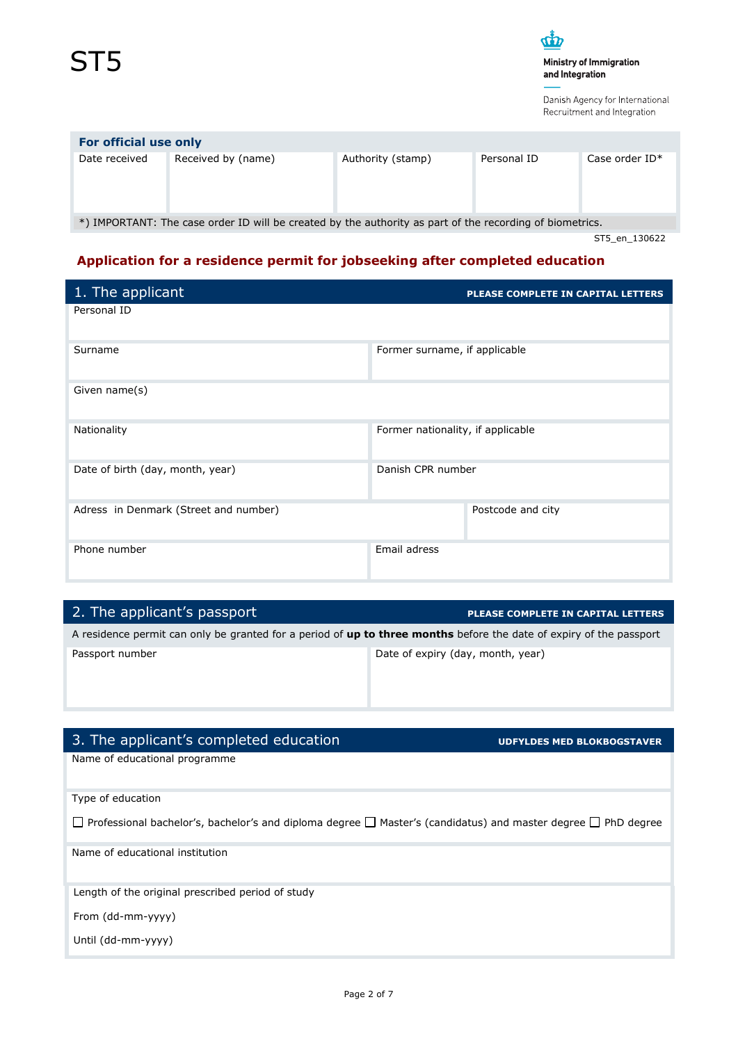ST5

Ministry of Immigration and Integration

Danish Agency for International Recruitment and Integration

| For official use only | | | | |
|---|---|---|---|---|
| Date received | Received by (name) | Authority (stamp) | Personal ID | Case order ID* |
| | | | | |

*) IMPORTANT: The case order ID will be created by the authority as part of the recording of biometrics.

ST5_en_130622

## Application for a residence permit for jobseeking after completed education

### 1. The applicant

PLEASE COMPLETE IN CAPITAL LETTERS

| | |
|---|---|
| Personal ID | |
| Surname | Former surname, if applicable |
| Given name(s) | |
| Nationality | Former nationality, if applicable |
| Date of birth (day, month, year) | Danish CPR number |
| Adress in Denmark (Street and number) | Postcode and city |
| Phone number | Email adress |

### 2. The applicant's passport

PLEASE COMPLETE IN CAPITAL LETTERS

A residence permit can only be granted for a period of **up to three months** before the date of expiry of the passport

| Passport number | Date of expiry (day, month, year) |
|---|---|
| | |

### 3. The applicant's completed education

UDFYLDES MED BLOKBOGSTAVER

Name of educational programme

Type of education

☐ Professional bachelor's, bachelor's and diploma degree ☐ Master's (candidatus) and master degree ☐ PhD degree

Name of educational institution

Length of the original prescribed period of study

From (dd-mm-yyyy)

Until (dd-mm-yyyy)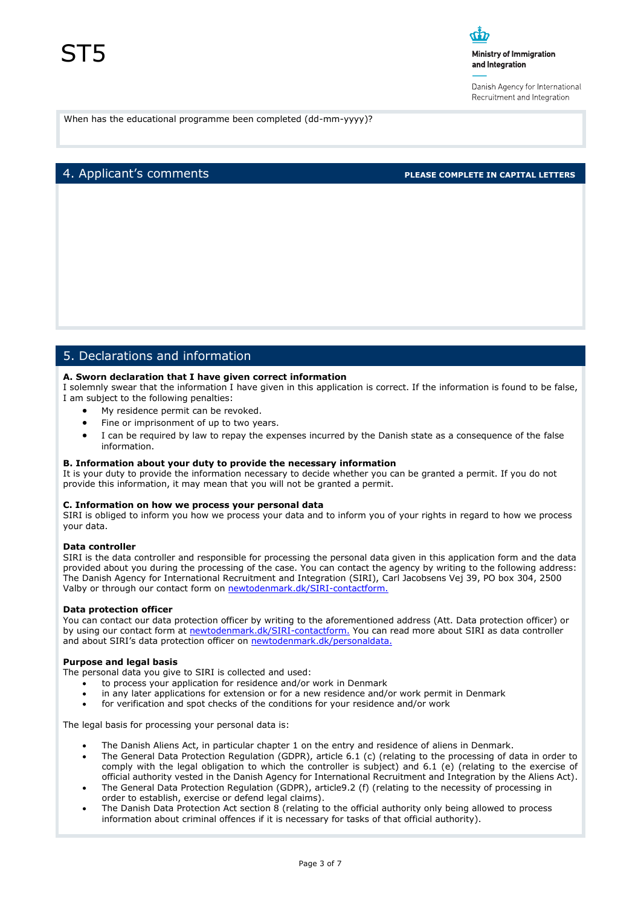When has the educational programme been completed (dd-mm-yyyy)?

## 4. Applicant's comments

**PLEASE COMPLETE IN CAPITAL LETTERS**

## 5. Declarations and information

**A. Sworn declaration that I have given correct information**

I solemnly swear that the information I have given in this application is correct. If the information is found to be false, I am subject to the following penalties:

- My residence permit can be revoked.
- Fine or imprisonment of up to two years.
- I can be required by law to repay the expenses incurred by the Danish state as a consequence of the false information.

**B. Information about your duty to provide the necessary information**

It is your duty to provide the information necessary to decide whether you can be granted a permit. If you do not provide this information, it may mean that you will not be granted a permit.

**C. Information on how we process your personal data**

SIRI is obliged to inform you how we process your data and to inform you of your rights in regard to how we process your data.

**Data controller**

SIRI is the data controller and responsible for processing the personal data given in this application form and the data provided about you during the processing of the case. You can contact the agency by writing to the following address: The Danish Agency for International Recruitment and Integration (SIRI), Carl Jacobsens Vej 39, PO box 304, 2500 Valby or through our contact form on newtodenmark.dk/SIRI-contactform.

**Data protection officer**

You can contact our data protection officer by writing to the aforementioned address (Att. Data protection officer) or by using our contact form at newtodenmark.dk/SIRI-contactform. You can read more about SIRI as data controller and about SIRI's data protection officer on newtodenmark.dk/personaldata.

**Purpose and legal basis**

The personal data you give to SIRI is collected and used:

- to process your application for residence and/or work in Denmark
- in any later applications for extension or for a new residence and/or work permit in Denmark
- for verification and spot checks of the conditions for your residence and/or work

The legal basis for processing your personal data is:

- The Danish Aliens Act, in particular chapter 1 on the entry and residence of aliens in Denmark.
- The General Data Protection Regulation (GDPR), article 6.1 (c) (relating to the processing of data in order to comply with the legal obligation to which the controller is subject) and 6.1 (e) (relating to the exercise of official authority vested in the Danish Agency for International Recruitment and Integration by the Aliens Act).
- The General Data Protection Regulation (GDPR), article9.2 (f) (relating to the necessity of processing in order to establish, exercise or defend legal claims).
- The Danish Data Protection Act section 8 (relating to the official authority only being allowed to process information about criminal offences if it is necessary for tasks of that official authority).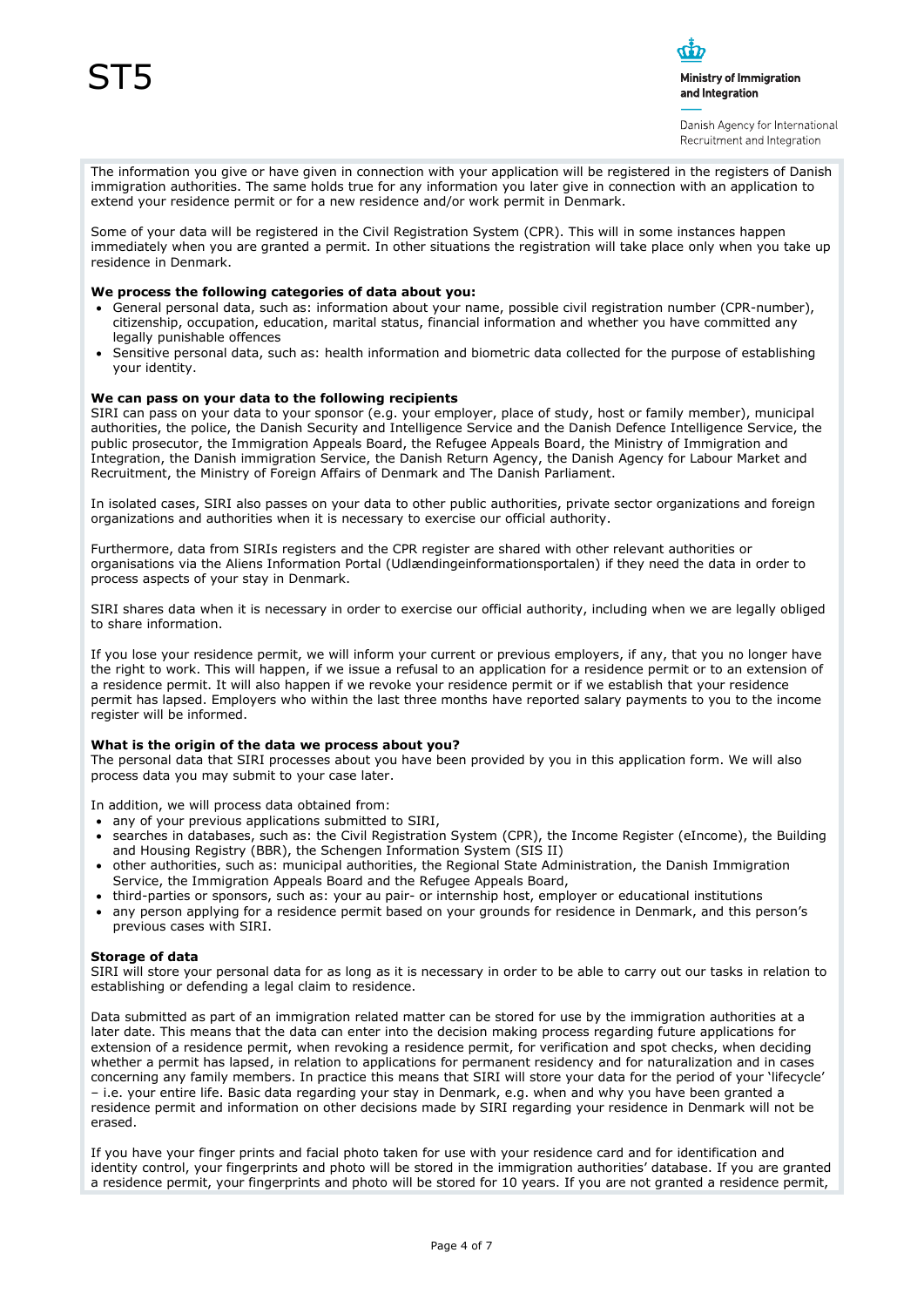The information you give or have given in connection with your application will be registered in the registers of Danish immigration authorities. The same holds true for any information you later give in connection with an application to extend your residence permit or for a new residence and/or work permit in Denmark.

Some of your data will be registered in the Civil Registration System (CPR). This will in some instances happen immediately when you are granted a permit. In other situations the registration will take place only when you take up residence in Denmark.

**We process the following categories of data about you:**

- General personal data, such as: information about your name, possible civil registration number (CPR-number), citizenship, occupation, education, marital status, financial information and whether you have committed any legally punishable offences
- Sensitive personal data, such as: health information and biometric data collected for the purpose of establishing your identity.

**We can pass on your data to the following recipients**

SIRI can pass on your data to your sponsor (e.g. your employer, place of study, host or family member), municipal authorities, the police, the Danish Security and Intelligence Service and the Danish Defence Intelligence Service, the public prosecutor, the Immigration Appeals Board, the Refugee Appeals Board, the Ministry of Immigration and Integration, the Danish immigration Service, the Danish Return Agency, the Danish Agency for Labour Market and Recruitment, the Ministry of Foreign Affairs of Denmark and The Danish Parliament.

In isolated cases, SIRI also passes on your data to other public authorities, private sector organizations and foreign organizations and authorities when it is necessary to exercise our official authority.

Furthermore, data from SIRIs registers and the CPR register are shared with other relevant authorities or organisations via the Aliens Information Portal (Udlændingeinformationsportalen) if they need the data in order to process aspects of your stay in Denmark.

SIRI shares data when it is necessary in order to exercise our official authority, including when we are legally obliged to share information.

If you lose your residence permit, we will inform your current or previous employers, if any, that you no longer have the right to work. This will happen, if we issue a refusal to an application for a residence permit or to an extension of a residence permit. It will also happen if we revoke your residence permit or if we establish that your residence permit has lapsed. Employers who within the last three months have reported salary payments to you to the income register will be informed.

**What is the origin of the data we process about you?**

The personal data that SIRI processes about you have been provided by you in this application form. We will also process data you may submit to your case later.

In addition, we will process data obtained from:

- any of your previous applications submitted to SIRI,
- searches in databases, such as: the Civil Registration System (CPR), the Income Register (eIncome), the Building and Housing Registry (BBR), the Schengen Information System (SIS II)
- other authorities, such as: municipal authorities, the Regional State Administration, the Danish Immigration Service, the Immigration Appeals Board and the Refugee Appeals Board,
- third-parties or sponsors, such as: your au pair- or internship host, employer or educational institutions
- any person applying for a residence permit based on your grounds for residence in Denmark, and this person's previous cases with SIRI.

**Storage of data**

SIRI will store your personal data for as long as it is necessary in order to be able to carry out our tasks in relation to establishing or defending a legal claim to residence.

Data submitted as part of an immigration related matter can be stored for use by the immigration authorities at a later date. This means that the data can enter into the decision making process regarding future applications for extension of a residence permit, when revoking a residence permit, for verification and spot checks, when deciding whether a permit has lapsed, in relation to applications for permanent residency and for naturalization and in cases concerning any family members. In practice this means that SIRI will store your data for the period of your 'lifecycle' – i.e. your entire life. Basic data regarding your stay in Denmark, e.g. when and why you have been granted a residence permit and information on other decisions made by SIRI regarding your residence in Denmark will not be erased.

If you have your finger prints and facial photo taken for use with your residence card and for identification and identity control, your fingerprints and photo will be stored in the immigration authorities' database. If you are granted a residence permit, your fingerprints and photo will be stored for 10 years. If you are not granted a residence permit,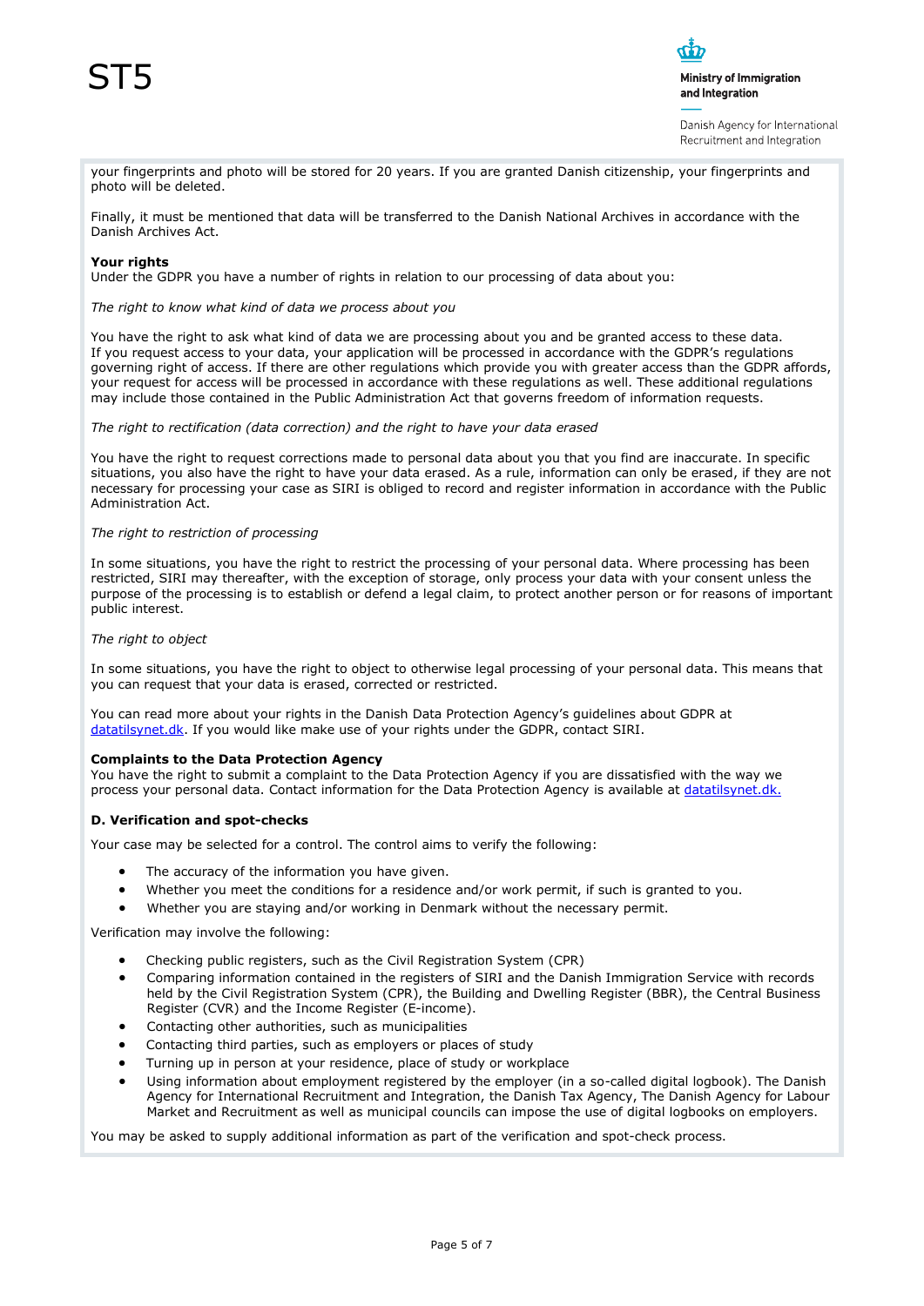your fingerprints and photo will be stored for 20 years. If you are granted Danish citizenship, your fingerprints and photo will be deleted.

Finally, it must be mentioned that data will be transferred to the Danish National Archives in accordance with the Danish Archives Act.

**Your rights**
Under the GDPR you have a number of rights in relation to our processing of data about you:

*The right to know what kind of data we process about you*

You have the right to ask what kind of data we are processing about you and be granted access to these data. If you request access to your data, your application will be processed in accordance with the GDPR's regulations governing right of access. If there are other regulations which provide you with greater access than the GDPR affords, your request for access will be processed in accordance with these regulations as well. These additional regulations may include those contained in the Public Administration Act that governs freedom of information requests.

*The right to rectification (data correction) and the right to have your data erased*

You have the right to request corrections made to personal data about you that you find are inaccurate. In specific situations, you also have the right to have your data erased. As a rule, information can only be erased, if they are not necessary for processing your case as SIRI is obliged to record and register information in accordance with the Public Administration Act.

*The right to restriction of processing*

In some situations, you have the right to restrict the processing of your personal data. Where processing has been restricted, SIRI may thereafter, with the exception of storage, only process your data with your consent unless the purpose of the processing is to establish or defend a legal claim, to protect another person or for reasons of important public interest.

*The right to object*

In some situations, you have the right to object to otherwise legal processing of your personal data. This means that you can request that your data is erased, corrected or restricted.

You can read more about your rights in the Danish Data Protection Agency's guidelines about GDPR at [datatilsynet.dk](datatilsynet.dk). If you would like make use of your rights under the GDPR, contact SIRI.

**Complaints to the Data Protection Agency**
You have the right to submit a complaint to the Data Protection Agency if you are dissatisfied with the way we process your personal data. Contact information for the Data Protection Agency is available at [datatilsynet.dk.](datatilsynet.dk)

**D. Verification and spot-checks**

Your case may be selected for a control. The control aims to verify the following:

- The accuracy of the information you have given.
- Whether you meet the conditions for a residence and/or work permit, if such is granted to you.
- Whether you are staying and/or working in Denmark without the necessary permit.

Verification may involve the following:

- Checking public registers, such as the Civil Registration System (CPR)
- Comparing information contained in the registers of SIRI and the Danish Immigration Service with records held by the Civil Registration System (CPR), the Building and Dwelling Register (BBR), the Central Business Register (CVR) and the Income Register (E-income).
- Contacting other authorities, such as municipalities
- Contacting third parties, such as employers or places of study
- Turning up in person at your residence, place of study or workplace
- Using information about employment registered by the employer (in a so-called digital logbook). The Danish Agency for International Recruitment and Integration, the Danish Tax Agency, The Danish Agency for Labour Market and Recruitment as well as municipal councils can impose the use of digital logbooks on employers.

You may be asked to supply additional information as part of the verification and spot-check process.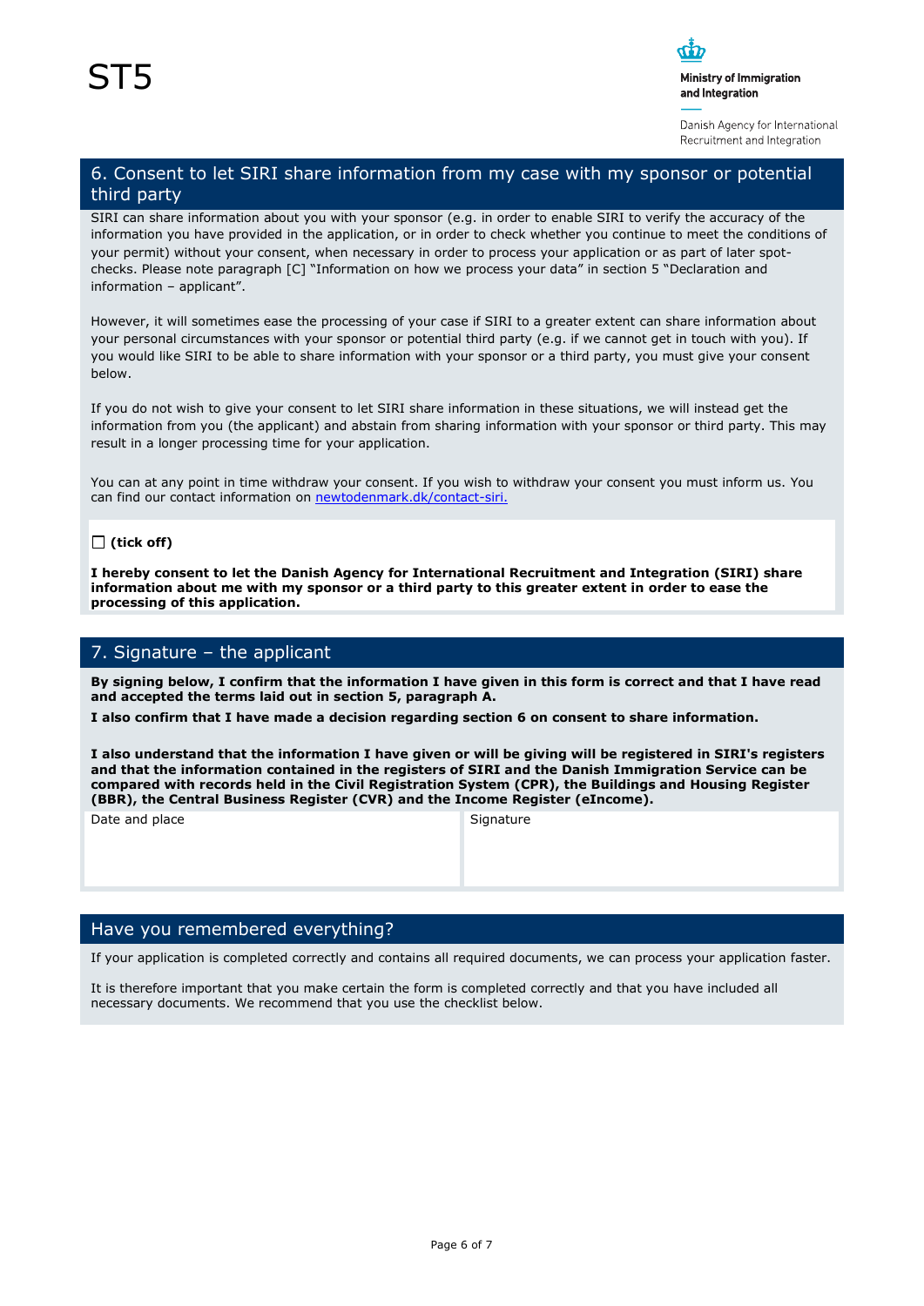ST5

Ministry of Immigration and Integration

Danish Agency for International Recruitment and Integration

## 6. Consent to let SIRI share information from my case with my sponsor or potential third party

SIRI can share information about you with your sponsor (e.g. in order to enable SIRI to verify the accuracy of the information you have provided in the application, or in order to check whether you continue to meet the conditions of your permit) without your consent, when necessary in order to process your application or as part of later spot-checks. Please note paragraph [C] "Information on how we process your data" in section 5 "Declaration and information – applicant".

However, it will sometimes ease the processing of your case if SIRI to a greater extent can share information about your personal circumstances with your sponsor or potential third party (e.g. if we cannot get in touch with you). If you would like SIRI to be able to share information with your sponsor or a third party, you must give your consent below.

If you do not wish to give your consent to let SIRI share information in these situations, we will instead get the information from you (the applicant) and abstain from sharing information with your sponsor or third party. This may result in a longer processing time for your application.

You can at any point in time withdraw your consent. If you wish to withdraw your consent you must inform us. You can find our contact information on newtodenmark.dk/contact-siri.

☐ **(tick off)**

**I hereby consent to let the Danish Agency for International Recruitment and Integration (SIRI) share information about me with my sponsor or a third party to this greater extent in order to ease the processing of this application.**

## 7. Signature – the applicant

**By signing below, I confirm that the information I have given in this form is correct and that I have read and accepted the terms laid out in section 5, paragraph A.**

**I also confirm that I have made a decision regarding section 6 on consent to share information.**

**I also understand that the information I have given or will be giving will be registered in SIRI's registers and that the information contained in the registers of SIRI and the Danish Immigration Service can be compared with records held in the Civil Registration System (CPR), the Buildings and Housing Register (BBR), the Central Business Register (CVR) and the Income Register (eIncome).**

| Date and place | Signature |
|---|---|
| | |

## Have you remembered everything?

If your application is completed correctly and contains all required documents, we can process your application faster.

It is therefore important that you make certain the form is completed correctly and that you have included all necessary documents. We recommend that you use the checklist below.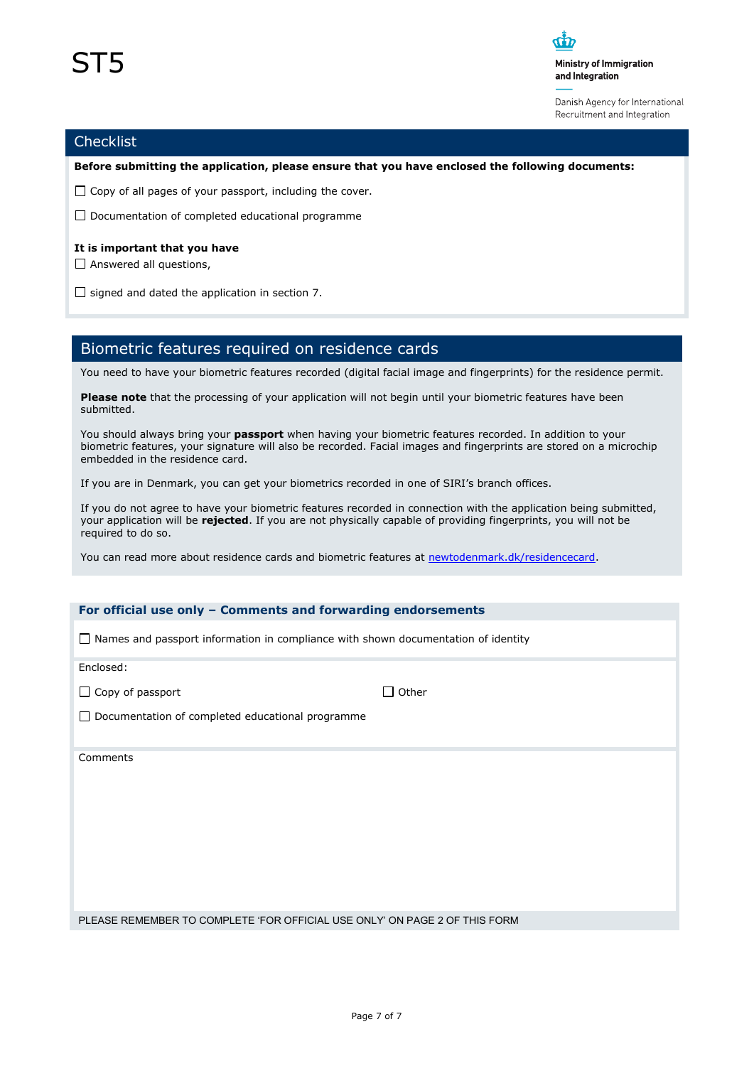# ST5

Ministry of Immigration and Integration

Danish Agency for International Recruitment and Integration

## Checklist

**Before submitting the application, please ensure that you have enclosed the following documents:**

☐ Copy of all pages of your passport, including the cover.

☐ Documentation of completed educational programme

**It is important that you have**

☐ Answered all questions,

☐ signed and dated the application in section 7.

## Biometric features required on residence cards

You need to have your biometric features recorded (digital facial image and fingerprints) for the residence permit.

**Please note** that the processing of your application will not begin until your biometric features have been submitted.

You should always bring your **passport** when having your biometric features recorded. In addition to your biometric features, your signature will also be recorded. Facial images and fingerprints are stored on a microchip embedded in the residence card.

If you are in Denmark, you can get your biometrics recorded in one of SIRI's branch offices.

If you do not agree to have your biometric features recorded in connection with the application being submitted, your application will be **rejected**. If you are not physically capable of providing fingerprints, you will not be required to do so.

You can read more about residence cards and biometric features at newtodenmark.dk/residencecard.

### For official use only – Comments and forwarding endorsements

☐ Names and passport information in compliance with shown documentation of identity

Enclosed:

☐ Copy of passport ☐ Other

☐ Documentation of completed educational programme

Comments

PLEASE REMEMBER TO COMPLETE 'FOR OFFICIAL USE ONLY' ON PAGE 2 OF THIS FORM